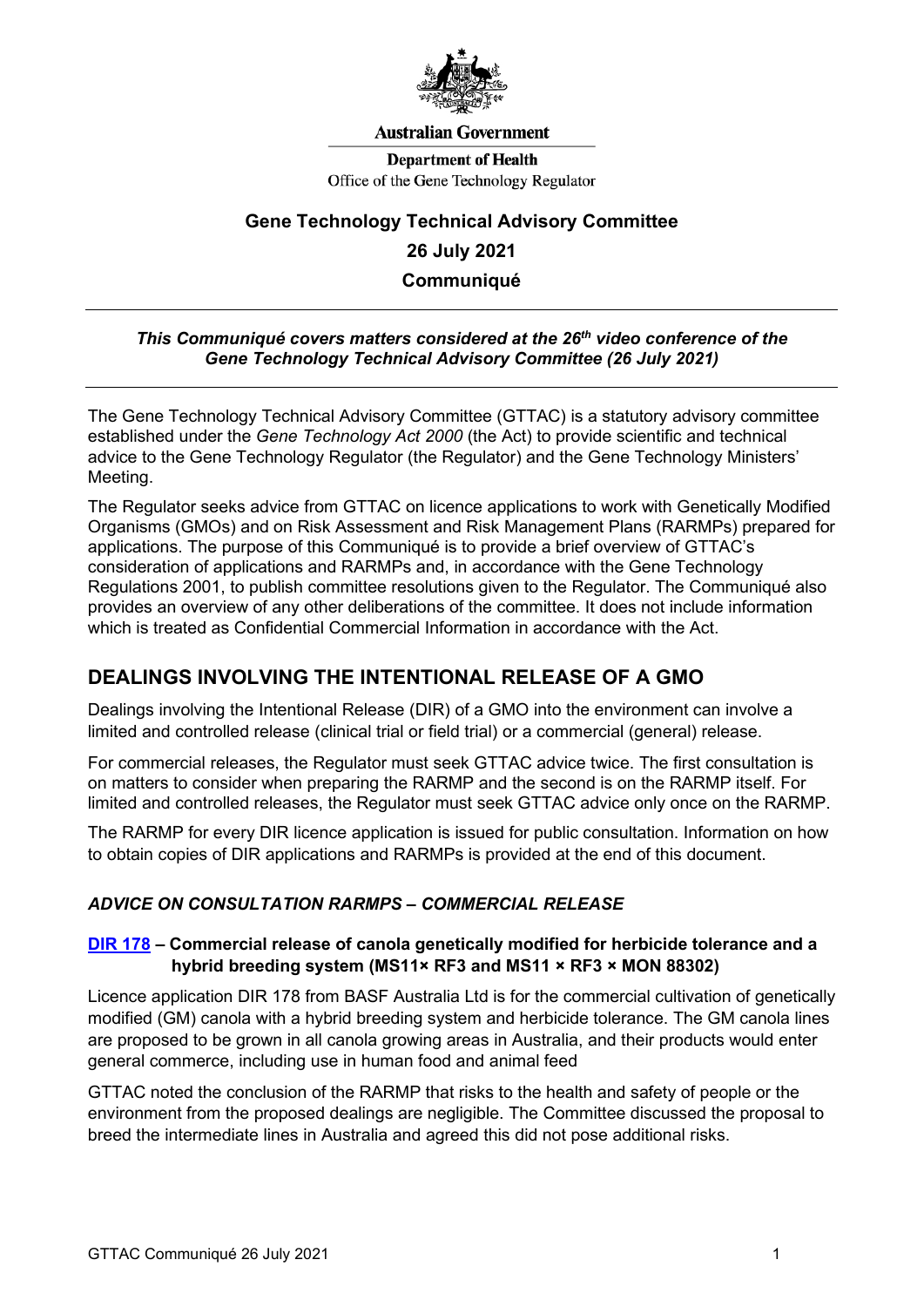Australian Government

Department of Health
Office of the Gene Technology Regulator

# Gene Technology Technical Advisory Committee

# 26 July 2021

# Communiqué

***This Communiqué covers matters considered at the 26th video conference of the Gene Technology Technical Advisory Committee (26 July 2021)***

The Gene Technology Technical Advisory Committee (GTTAC) is a statutory advisory committee established under the *Gene Technology Act 2000* (the Act) to provide scientific and technical advice to the Gene Technology Regulator (the Regulator) and the Gene Technology Ministers' Meeting.

The Regulator seeks advice from GTTAC on licence applications to work with Genetically Modified Organisms (GMOs) and on Risk Assessment and Risk Management Plans (RARMPs) prepared for applications. The purpose of this Communiqué is to provide a brief overview of GTTAC's consideration of applications and RARMPs and, in accordance with the Gene Technology Regulations 2001, to publish committee resolutions given to the Regulator. The Communiqué also provides an overview of any other deliberations of the committee. It does not include information which is treated as Confidential Commercial Information in accordance with the Act.

## DEALINGS INVOLVING THE INTENTIONAL RELEASE OF A GMO

Dealings involving the Intentional Release (DIR) of a GMO into the environment can involve a limited and controlled release (clinical trial or field trial) or a commercial (general) release.

For commercial releases, the Regulator must seek GTTAC advice twice. The first consultation is on matters to consider when preparing the RARMP and the second is on the RARMP itself. For limited and controlled releases, the Regulator must seek GTTAC advice only once on the RARMP.

The RARMP for every DIR licence application is issued for public consultation. Information on how to obtain copies of DIR applications and RARMPs is provided at the end of this document.

### *ADVICE ON CONSULTATION RARMPS – COMMERCIAL RELEASE*

#### DIR 178 – Commercial release of canola genetically modified for herbicide tolerance and a hybrid breeding system (MS11× RF3 and MS11 × RF3 × MON 88302)

Licence application DIR 178 from BASF Australia Ltd is for the commercial cultivation of genetically modified (GM) canola with a hybrid breeding system and herbicide tolerance. The GM canola lines are proposed to be grown in all canola growing areas in Australia, and their products would enter general commerce, including use in human food and animal feed

GTTAC noted the conclusion of the RARMP that risks to the health and safety of people or the environment from the proposed dealings are negligible. The Committee discussed the proposal to breed the intermediate lines in Australia and agreed this did not pose additional risks.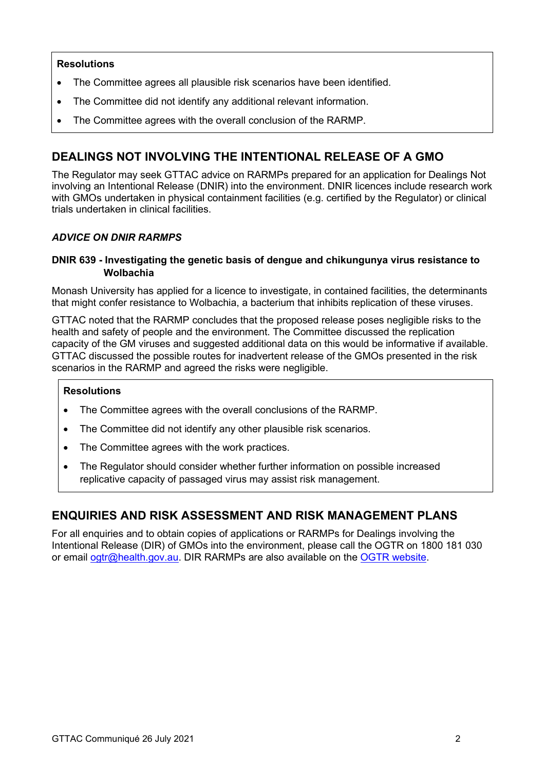**Resolutions**

- The Committee agrees all plausible risk scenarios have been identified.
- The Committee did not identify any additional relevant information.
- The Committee agrees with the overall conclusion of the RARMP.

## DEALINGS NOT INVOLVING THE INTENTIONAL RELEASE OF A GMO

The Regulator may seek GTTAC advice on RARMPs prepared for an application for Dealings Not involving an Intentional Release (DNIR) into the environment. DNIR licences include research work with GMOs undertaken in physical containment facilities (e.g. certified by the Regulator) or clinical trials undertaken in clinical facilities.

### *ADVICE ON DNIR RARMPS*

**DNIR 639 - Investigating the genetic basis of dengue and chikungunya virus resistance to Wolbachia**

Monash University has applied for a licence to investigate, in contained facilities, the determinants that might confer resistance to Wolbachia, a bacterium that inhibits replication of these viruses.

GTTAC noted that the RARMP concludes that the proposed release poses negligible risks to the health and safety of people and the environment. The Committee discussed the replication capacity of the GM viruses and suggested additional data on this would be informative if available. GTTAC discussed the possible routes for inadvertent release of the GMOs presented in the risk scenarios in the RARMP and agreed the risks were negligible.

**Resolutions**

- The Committee agrees with the overall conclusions of the RARMP.
- The Committee did not identify any other plausible risk scenarios.
- The Committee agrees with the work practices.
- The Regulator should consider whether further information on possible increased replicative capacity of passaged virus may assist risk management.

## ENQUIRIES AND RISK ASSESSMENT AND RISK MANAGEMENT PLANS

For all enquiries and to obtain copies of applications or RARMPs for Dealings involving the Intentional Release (DIR) of GMOs into the environment, please call the OGTR on 1800 181 030 or email ogtr@health.gov.au. DIR RARMPs are also available on the OGTR website.